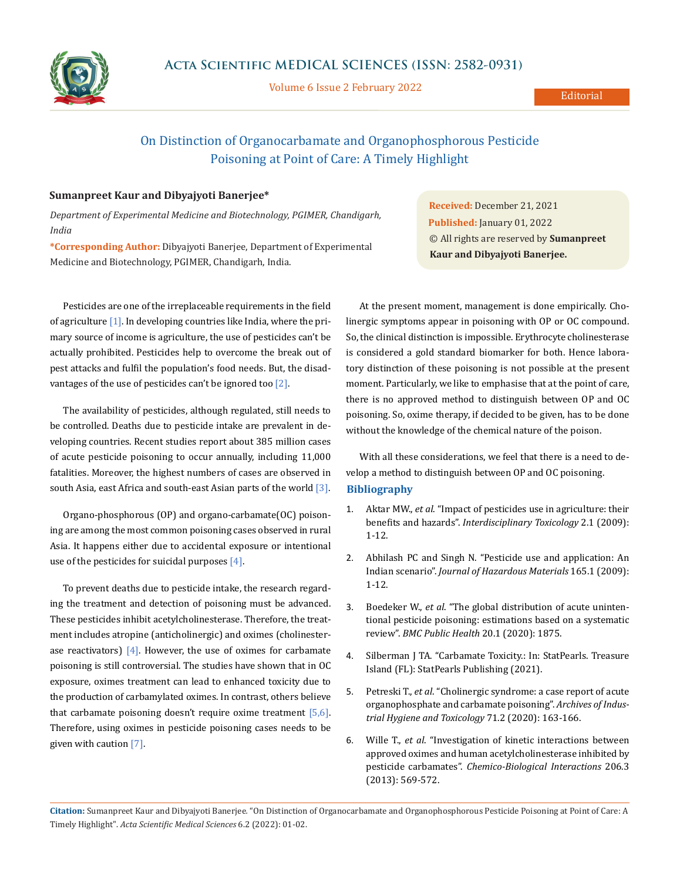# On Distinction of Organocarbamate and Organophosphorous Pesticide Poisoning at Point of Care: A Timely Highlight

**Sumanpreet Kaur and Dibyajyoti Banerjee***

*Department of Experimental Medicine and Biotechnology, PGIMER, Chandigarh, India*

**\*Corresponding Author:** Dibyajyoti Banerjee, Department of Experimental Medicine and Biotechnology, PGIMER, Chandigarh, India.

**Received:** December 21, 2021
**Published:** January 01, 2022
© All rights are reserved by **Sumanpreet Kaur and Dibyajyoti Banerjee.**

Pesticides are one of the irreplaceable requirements in the field of agriculture [1]. In developing countries like India, where the primary source of income is agriculture, the use of pesticides can't be actually prohibited. Pesticides help to overcome the break out of pest attacks and fulfil the population's food needs. But, the disadvantages of the use of pesticides can't be ignored too [2].

The availability of pesticides, although regulated, still needs to be controlled. Deaths due to pesticide intake are prevalent in developing countries. Recent studies report about 385 million cases of acute pesticide poisoning to occur annually, including 11,000 fatalities. Moreover, the highest numbers of cases are observed in south Asia, east Africa and south-east Asian parts of the world [3].

Organo-phosphorous (OP) and organo-carbamate(OC) poisoning are among the most common poisoning cases observed in rural Asia. It happens either due to accidental exposure or intentional use of the pesticides for suicidal purposes [4].

To prevent deaths due to pesticide intake, the research regarding the treatment and detection of poisoning must be advanced. These pesticides inhibit acetylcholinesterase. Therefore, the treatment includes atropine (anticholinergic) and oximes (cholinesterase reactivators) [4]. However, the use of oximes for carbamate poisoning is still controversial. The studies have shown that in OC exposure, oximes treatment can lead to enhanced toxicity due to the production of carbamylated oximes. In contrast, others believe that carbamate poisoning doesn't require oxime treatment [5,6]. Therefore, using oximes in pesticide poisoning cases needs to be given with caution [7].

At the present moment, management is done empirically. Cholinergic symptoms appear in poisoning with OP or OC compound. So, the clinical distinction is impossible. Erythrocyte cholinesterase is considered a gold standard biomarker for both. Hence laboratory distinction of these poisoning is not possible at the present moment. Particularly, we like to emphasise that at the point of care, there is no approved method to distinguish between OP and OC poisoning. So, oxime therapy, if decided to be given, has to be done without the knowledge of the chemical nature of the poison.

With all these considerations, we feel that there is a need to develop a method to distinguish between OP and OC poisoning.

## Bibliography

1. Aktar MW., *et al*. "Impact of pesticides use in agriculture: their benefits and hazards". *Interdisciplinary Toxicology* 2.1 (2009): 1-12.
2. Abhilash PC and Singh N. "Pesticide use and application: An Indian scenario". *Journal of Hazardous Materials* 165.1 (2009): 1-12.
3. Boedeker W., *et al*. "The global distribution of acute unintentional pesticide poisoning: estimations based on a systematic review". *BMC Public Health* 20.1 (2020): 1875.
4. Silberman J TA. "Carbamate Toxicity.: In: StatPearls. Treasure Island (FL): StatPearls Publishing (2021).
5. Petreski T., *et al*. "Cholinergic syndrome: a case report of acute organophosphate and carbamate poisoning". *Archives of Industrial Hygiene and Toxicology* 71.2 (2020): 163-166.
6. Wille T., *et al*. "Investigation of kinetic interactions between approved oximes and human acetylcholinesterase inhibited by pesticide carbamates". *Chemico-Biological Interactions* 206.3 (2013): 569-572.

**Citation:** Sumanpreet Kaur and Dibyajyoti Banerjee. "On Distinction of Organocarbamate and Organophosphorous Pesticide Poisoning at Point of Care: A Timely Highlight". *Acta Scientific Medical Sciences* 6.2 (2022): 01-02.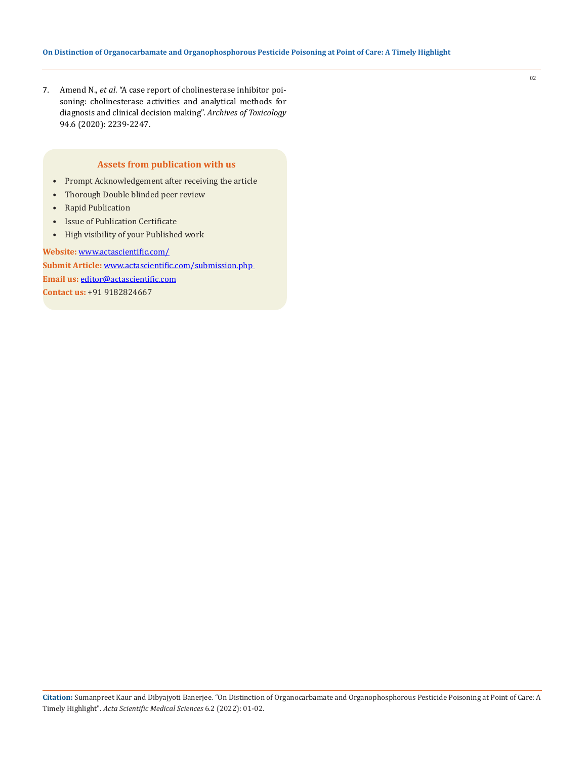7. Amend N., *et al*. "A case report of cholinesterase inhibitor poisoning: cholinesterase activities and analytical methods for diagnosis and clinical decision making". *Archives of Toxicology* 94.6 (2020): 2239-2247.

**Assets from publication with us**

- Prompt Acknowledgement after receiving the article
- Thorough Double blinded peer review
- Rapid Publication
- Issue of Publication Certificate
- High visibility of your Published work

**Website:** www.actascientific.com/

**Submit Article:** www.actascientific.com/submission.php

**Email us:** editor@actascientific.com

**Contact us:** +91 9182824667